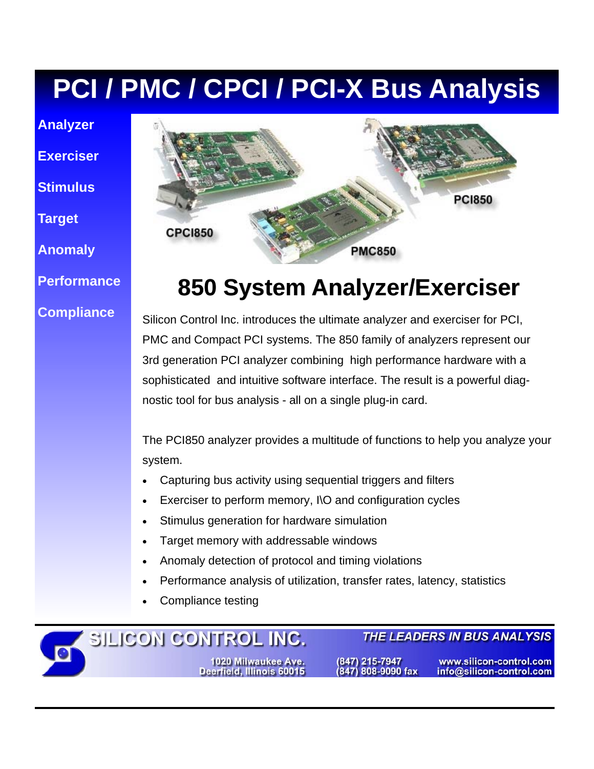# PCI / PMC / CPCI / PCI-X Bus Analysis

**Analyzer**

**Exerciser**

**Stimulus**

**Target**

**Anomaly**

**Performance**

**Compliance**

CPCI850

PCI850

PMC850

## 850 System Analyzer/Exerciser

Silicon Control Inc. introduces the ultimate analyzer and exerciser for PCI, PMC and Compact PCI systems. The 850 family of analyzers represent our 3rd generation PCI analyzer combining high performance hardware with a sophisticated and intuitive software interface. The result is a powerful diagnostic tool for bus analysis - all on a single plug-in card.

The PCI850 analyzer provides a multitude of functions to help you analyze your system.

- Capturing bus activity using sequential triggers and filters
- Exerciser to perform memory, I\O and configuration cycles
- Stimulus generation for hardware simulation
- Target memory with addressable windows
- Anomaly detection of protocol and timing violations
- Performance analysis of utilization, transfer rates, latency, statistics
- Compliance testing

**SILICON CONTROL INC.** *THE LEADERS IN BUS ANALYSIS*

1020 Milwaukee Ave.
Deerfield, Illinois 60015

(847) 215-7947
(847) 808-9090 fax

www.silicon-control.com
info@silicon-control.com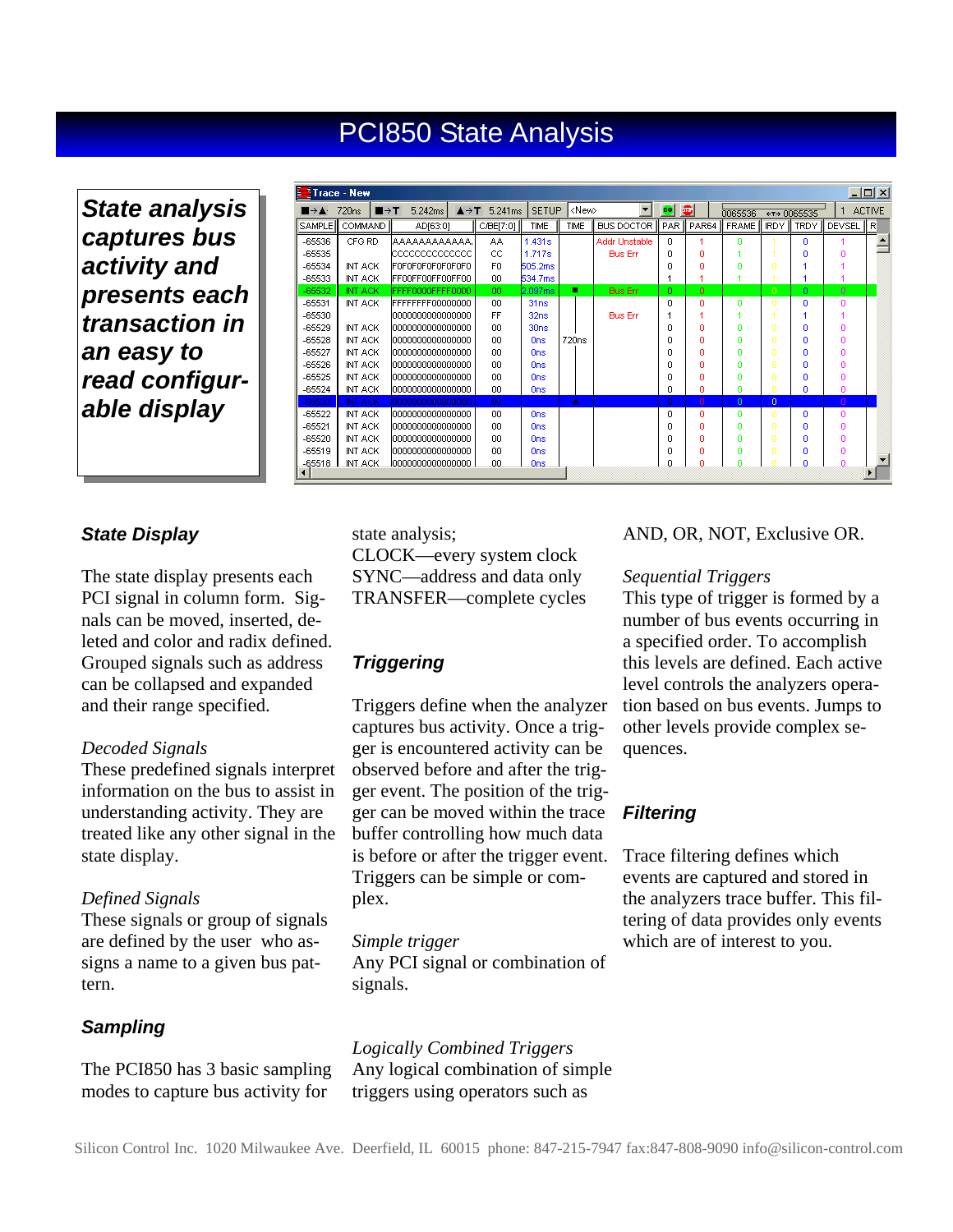# PCI850 State Analysis

***State analysis captures bus activity and presents each transaction in an easy to read configurable display***

| SAMPLE | COMMAND | AD[63:0] | C/BE[7:0] | TIME | TIME | BUS DOCTOR | PAR | PAR64 | FRAME | IRDY | TRDY | DEVSEL |
|---|---|---|---|---|---|---|---|---|---|---|---|---|
| -65536 | CFG RD | AAAAAAAAAAAAA | AA | 1.431s | | Addr Unstable | 0 | 1 | 0 | 1 | 0 | 1 |
| -65535 | | CCCCCCCCCCCCC | CC | 1.717s | | Bus Err | 0 | 0 | 1 | 1 | 0 | 0 |
| -65534 | INT ACK | F0F0F0F0F0F0F0F0 | F0 | 505.2ms | | | 0 | 0 | 0 | 0 | 1 | 1 |
| -65533 | INT ACK | FF00FF00FF00FF00 | 00 | 534.7ms | | | 1 | 1 | 1 | 1 | 1 | 1 |
| -65532 | INT ACK | FFFF0000FFFF0000 | 00 | 2.097ms | | Bus Err | 0 | 0 | | 0 | 0 | 0 |
| -65531 | INT ACK | FFFFFFFF00000000 | 00 | 31ns | | | 0 | 0 | 0 | 0 | 0 | 0 |
| -65530 | | 0000000000000000 | FF | 32ns | | Bus Err | 1 | 1 | 1 | 1 | 1 | 1 |
| -65529 | INT ACK | 0000000000000000 | 00 | 30ns | | | 0 | 0 | 0 | 0 | 0 | 0 |
| -65528 | INT ACK | 0000000000000000 | 00 | 0ns | 720ns | | 0 | 0 | 0 | 0 | 0 | 0 |
| -65527 | INT ACK | 0000000000000000 | 00 | 0ns | | | 0 | 0 | 0 | 0 | 0 | 0 |
| -65526 | INT ACK | 0000000000000000 | 00 | 0ns | | | 0 | 0 | 0 | 0 | 0 | 0 |
| -65525 | INT ACK | 0000000000000000 | 00 | 0ns | | | 0 | 0 | 0 | 0 | 0 | 0 |
| -65524 | INT ACK | 0000000000000000 | 00 | 0ns | | | 0 | 0 | 0 | 0 | 0 | 0 |
| -65523 | INT ACK | 0000000000000000 | | | | | | 0 | 0 | 0 | | 0 |
| -65522 | INT ACK | 0000000000000000 | 00 | 0ns | | | 0 | 0 | 0 | 0 | 0 | 0 |
| -65521 | INT ACK | 0000000000000000 | 00 | 0ns | | | 0 | 0 | 0 | 0 | 0 | 0 |
| -65520 | INT ACK | 0000000000000000 | 00 | 0ns | | | 0 | 0 | 0 | 0 | 0 | 0 |
| -65519 | INT ACK | 0000000000000000 | 00 | 0ns | | | 0 | 0 | 0 | 0 | 0 | 0 |
| -65518 | INT ACK | 0000000000000000 | 00 | 0ns | | | 0 | 0 | 0 | 0 | 0 | 0 |

### *State Display*

The state display presents each PCI signal in column form. Signals can be moved, inserted, deleted and color and radix defined. Grouped signals such as address can be collapsed and expanded and their range specified.

*Decoded Signals*
These predefined signals interpret information on the bus to assist in understanding activity. They are treated like any other signal in the state display.

*Defined Signals*
These signals or group of signals are defined by the user who assigns a name to a given bus pattern.

### *Sampling*

The PCI850 has 3 basic sampling modes to capture bus activity for state analysis;
CLOCK—every system clock
SYNC—address and data only
TRANSFER—complete cycles

### *Triggering*

Triggers define when the analyzer captures bus activity. Once a trigger is encountered activity can be observed before and after the trigger event. The position of the trigger can be moved within the trace buffer controlling how much data is before or after the trigger event. Triggers can be simple or complex.

*Simple trigger*
Any PCI signal or combination of signals.

*Logically Combined Triggers*
Any logical combination of simple triggers using operators such as AND, OR, NOT, Exclusive OR.

*Sequential Triggers*
This type of trigger is formed by a number of bus events occurring in a specified order. To accomplish this levels are defined. Each active level controls the analyzers operation based on bus events. Jumps to other levels provide complex sequences.

### *Filtering*

Trace filtering defines which events are captured and stored in the analyzers trace buffer. This filtering of data provides only events which are of interest to you.

Silicon Control Inc. 1020 Milwaukee Ave. Deerfield, IL 60015 phone: 847-215-7947 fax:847-808-9090 info@silicon-control.com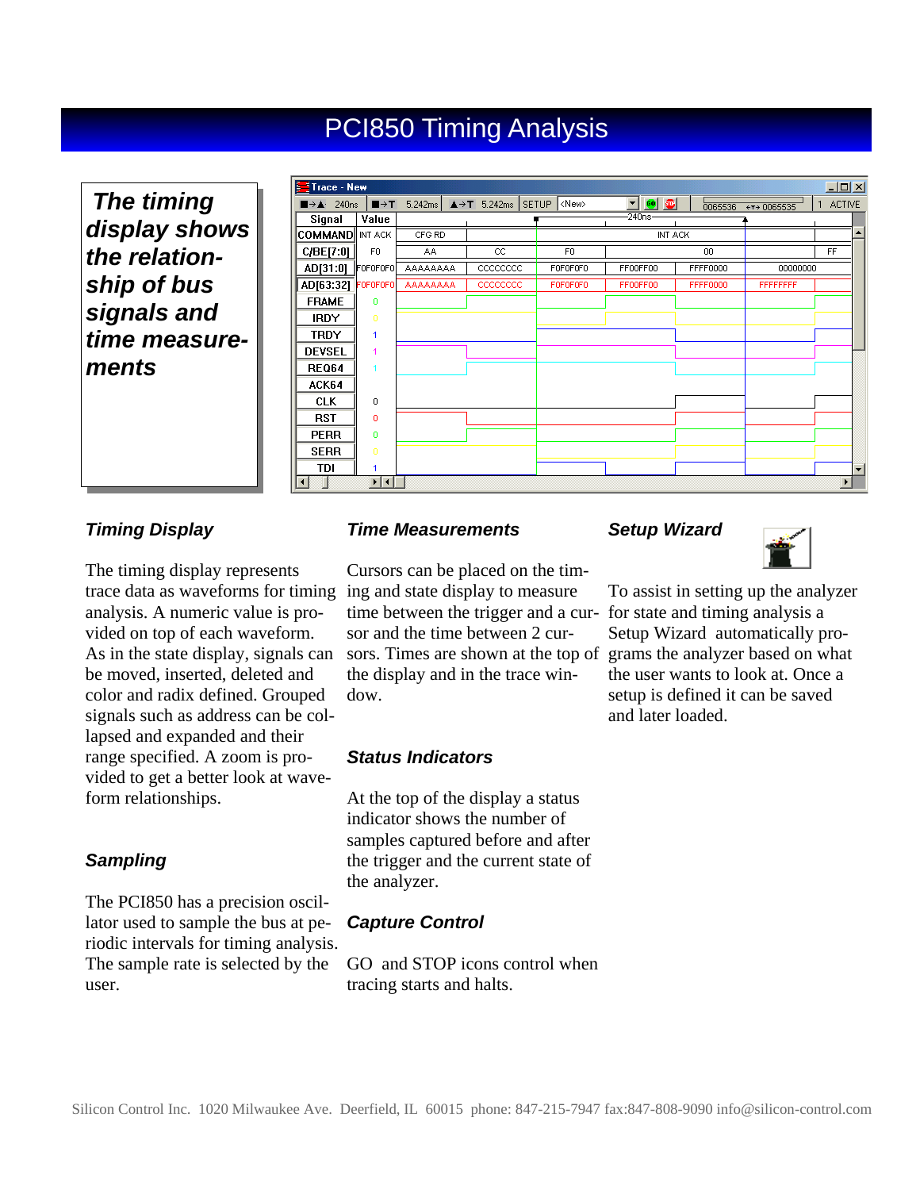# PCI850 Timing Analysis

***The timing display shows the relationship of bus signals and time measurements***

### *Timing Display*

The timing display represents trace data as waveforms for timing analysis. A numeric value is provided on top of each waveform. As in the state display, signals can be moved, inserted, deleted and color and radix defined. Grouped signals such as address can be collapsed and expanded and their range specified. A zoom is provided to get a better look at waveform relationships.

### *Sampling*

The PCI850 has a precision oscillator used to sample the bus at periodic intervals for timing analysis. The sample rate is selected by the user.

### *Time Measurements*

Cursors can be placed on the timing and state display to measure time between the trigger and a cursor and the time between 2 cursors. Times are shown at the top of the display and in the trace window.

### *Status Indicators*

At the top of the display a status indicator shows the number of samples captured before and after the trigger and the current state of the analyzer.

### *Capture Control*

GO and STOP icons control when tracing starts and halts.

### *Setup Wizard*

To assist in setting up the analyzer for state and timing analysis a Setup Wizard automatically programs the analyzer based on what the user wants to look at. Once a setup is defined it can be saved and later loaded.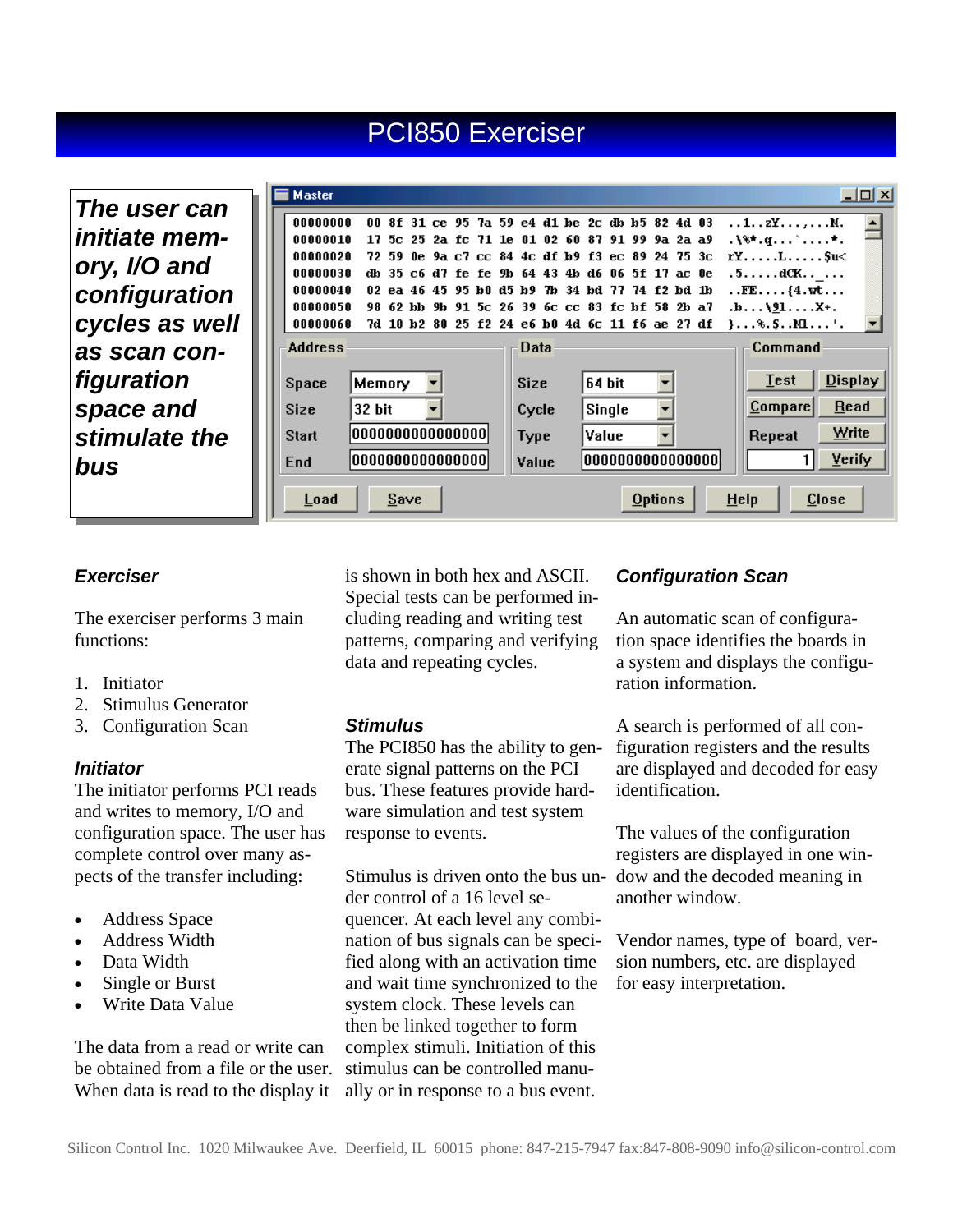# PCI850 Exerciser

***The user can initiate memory, I/O and configuration cycles as well as scan configuration space and stimulate the bus***

### *Exerciser*

The exerciser performs 3 main functions:

1. Initiator
2. Stimulus Generator
3. Configuration Scan

### *Initiator*

The initiator performs PCI reads and writes to memory, I/O and configuration space. The user has complete control over many aspects of the transfer including:

- Address Space
- Address Width
- Data Width
- Single or Burst
- Write Data Value

The data from a read or write can be obtained from a file or the user. When data is read to the display it is shown in both hex and ASCII. Special tests can be performed including reading and writing test patterns, comparing and verifying data and repeating cycles.

### *Stimulus*

The PCI850 has the ability to generate signal patterns on the PCI bus. These features provide hardware simulation and test system response to events.

Stimulus is driven onto the bus under control of a 16 level sequencer. At each level any combination of bus signals can be specified along with an activation time and wait time synchronized to the system clock. These levels can then be linked together to form complex stimuli. Initiation of this stimulus can be controlled manually or in response to a bus event.

### *Configuration Scan*

An automatic scan of configuration space identifies the boards in a system and displays the configuration information.

A search is performed of all configuration registers and the results are displayed and decoded for easy identification.

The values of the configuration registers are displayed in one window and the decoded meaning in another window.

Vendor names, type of board, version numbers, etc. are displayed for easy interpretation.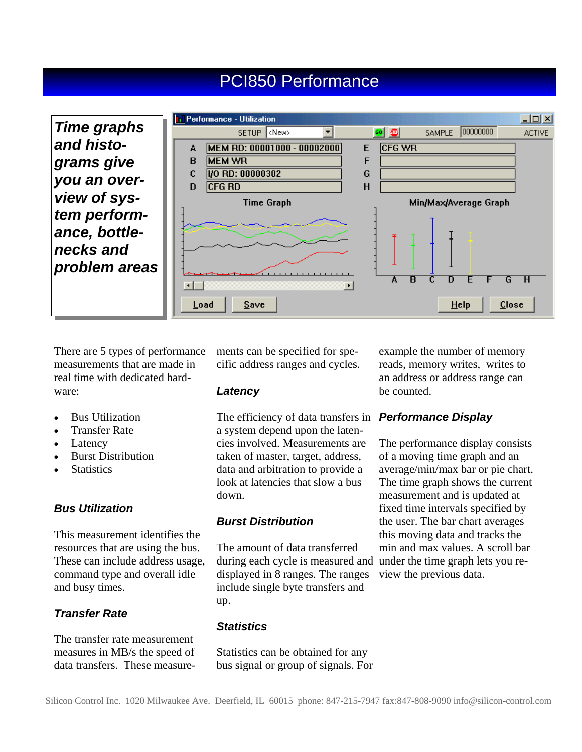# PCI850 Performance

***Time graphs and histograms give you an overview of system performance, bottlenecks and problem areas***

There are 5 types of performance measurements that are made in real time with dedicated hardware:

- Bus Utilization
- Transfer Rate
- Latency
- Burst Distribution
- Statistics

### *Bus Utilization*

This measurement identifies the resources that are using the bus. These can include address usage, command type and overall idle and busy times.

### *Transfer Rate*

The transfer rate measurement measures in MB/s the speed of data transfers. These measurements can be specified for specific address ranges and cycles.

### *Latency*

The efficiency of data transfers in a system depend upon the latencies involved. Measurements are taken of master, target, address, data and arbitration to provide a look at latencies that slow a bus down.

### *Burst Distribution*

The amount of data transferred during each cycle is measured and displayed in 8 ranges. The ranges include single byte transfers and up.

### *Statistics*

Statistics can be obtained for any bus signal or group of signals. For example the number of memory reads, memory writes, writes to an address or address range can be counted.

### *Performance Display*

The performance display consists of a moving time graph and an average/min/max bar or pie chart. The time graph shows the current measurement and is updated at fixed time intervals specified by the user. The bar chart averages this moving data and tracks the min and max values. A scroll bar under the time graph lets you review the previous data.

Silicon Control Inc. 1020 Milwaukee Ave. Deerfield, IL 60015 phone: 847-215-7947 fax:847-808-9090 info@silicon-control.com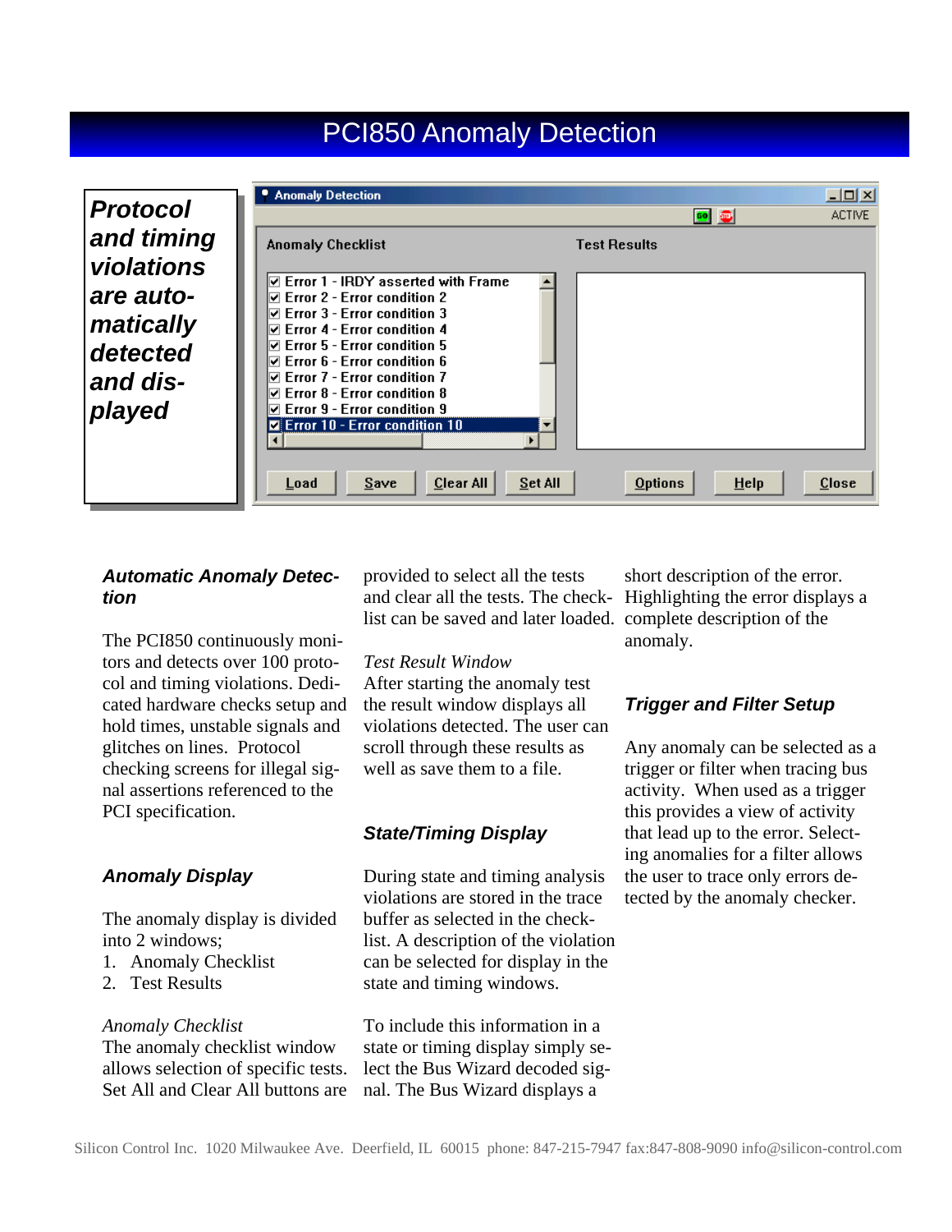# PCI850 Anomaly Detection

***Protocol and timing violations are automatically detected and displayed***

### *Automatic Anomaly Detection*

The PCI850 continuously monitors and detects over 100 protocol and timing violations. Dedicated hardware checks setup and hold times, unstable signals and glitches on lines. Protocol checking screens for illegal signal assertions referenced to the PCI specification.

### *Anomaly Display*

The anomaly display is divided into 2 windows;

1. Anomaly Checklist
2. Test Results

*Anomaly Checklist*
The anomaly checklist window allows selection of specific tests. Set All and Clear All buttons are provided to select all the tests and clear all the tests. The checklist can be saved and later loaded.

*Test Result Window*
After starting the anomaly test the result window displays all violations detected. The user can scroll through these results as well as save them to a file.

### *State/Timing Display*

During state and timing analysis violations are stored in the trace buffer as selected in the checklist. A description of the violation can be selected for display in the state and timing windows.

To include this information in a state or timing display simply select the Bus Wizard decoded signal. The Bus Wizard displays a short description of the error. Highlighting the error displays a complete description of the anomaly.

### *Trigger and Filter Setup*

Any anomaly can be selected as a trigger or filter when tracing bus activity. When used as a trigger this provides a view of activity that lead up to the error. Selecting anomalies for a filter allows the user to trace only errors detected by the anomaly checker.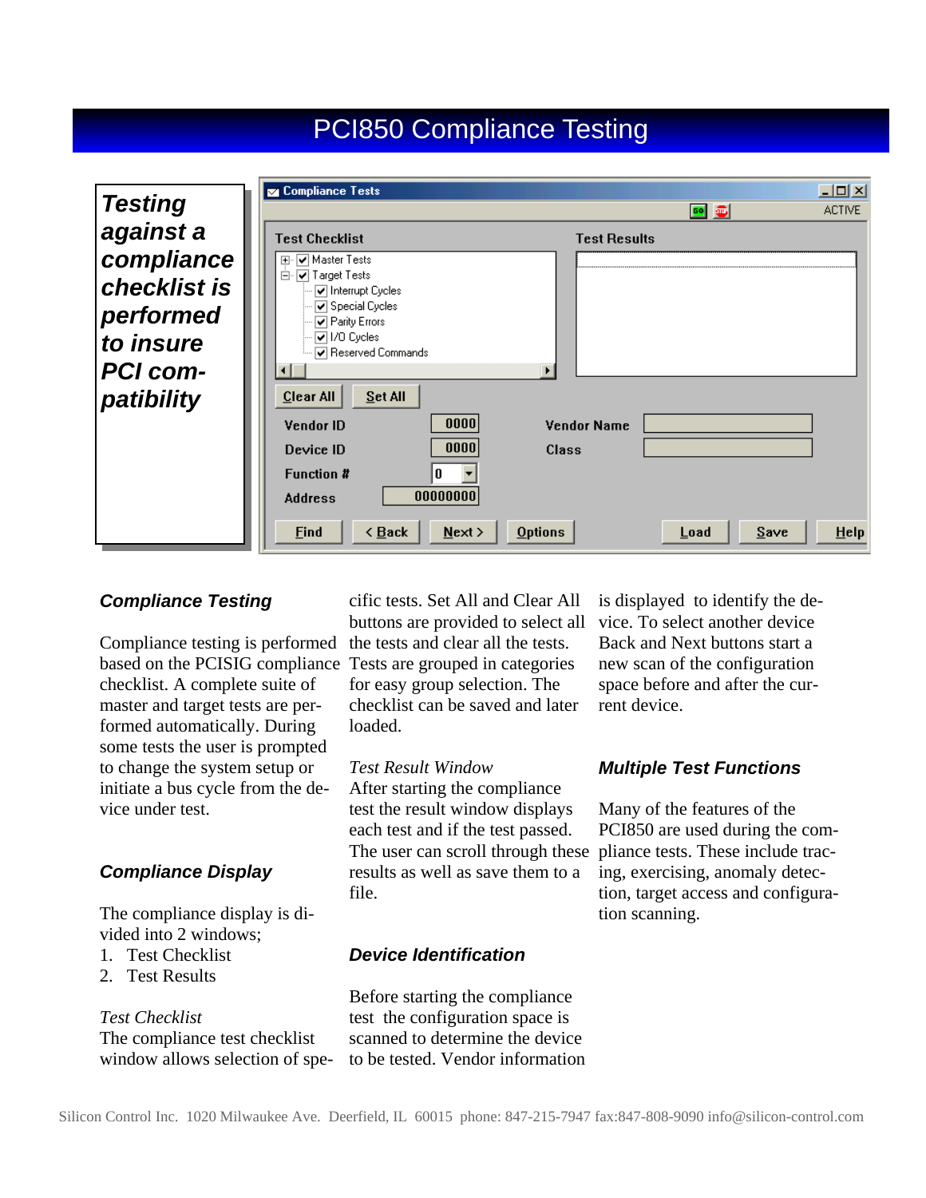# PCI850 Compliance Testing

***Testing against a compliance checklist is performed to insure PCI compatibility***

### *Compliance Testing*

Compliance testing is performed based on the PCISIG compliance checklist. A complete suite of master and target tests are performed automatically. During some tests the user is prompted to change the system setup or initiate a bus cycle from the device under test.

### *Compliance Display*

The compliance display is divided into 2 windows;

1. Test Checklist
2. Test Results

*Test Checklist*
The compliance test checklist window allows selection of specific tests. Set All and Clear All buttons are provided to select all the tests and clear all the tests. Tests are grouped in categories for easy group selection. The checklist can be saved and later loaded.

*Test Result Window*
After starting the compliance test the result window displays each test and if the test passed. The user can scroll through these results as well as save them to a file.

### *Device Identification*

Before starting the compliance test the configuration space is scanned to determine the device to be tested. Vendor information is displayed to identify the device. To select another device Back and Next buttons start a new scan of the configuration space before and after the current device.

### *Multiple Test Functions*

Many of the features of the PCI850 are used during the compliance tests. These include tracing, exercising, anomaly detection, target access and configuration scanning.

Silicon Control Inc. 1020 Milwaukee Ave. Deerfield, IL 60015 phone: 847-215-7947 fax:847-808-9090 info@silicon-control.com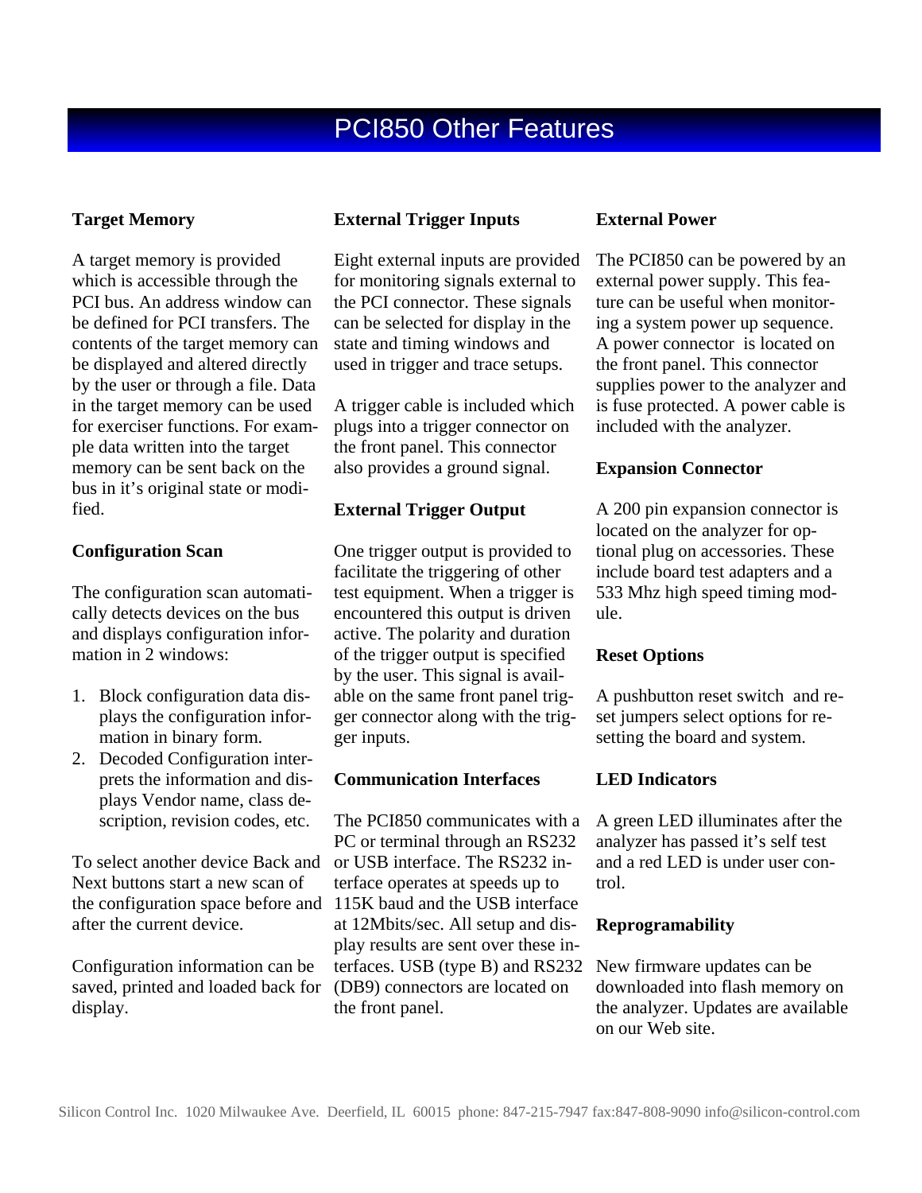# PCI850 Other Features

### Target Memory

A target memory is provided which is accessible through the PCI bus. An address window can be defined for PCI transfers. The contents of the target memory can be displayed and altered directly by the user or through a file. Data in the target memory can be used for exerciser functions. For example data written into the target memory can be sent back on the bus in it's original state or modified.

### Configuration Scan

The configuration scan automatically detects devices on the bus and displays configuration information in 2 windows:

1. Block configuration data displays the configuration information in binary form.
2. Decoded Configuration interprets the information and displays Vendor name, class description, revision codes, etc.

To select another device Back and Next buttons start a new scan of the configuration space before and after the current device.

Configuration information can be saved, printed and loaded back for display.

### External Trigger Inputs

Eight external inputs are provided for monitoring signals external to the PCI connector. These signals can be selected for display in the state and timing windows and used in trigger and trace setups.

A trigger cable is included which plugs into a trigger connector on the front panel. This connector also provides a ground signal.

### External Trigger Output

One trigger output is provided to facilitate the triggering of other test equipment. When a trigger is encountered this output is driven active. The polarity and duration of the trigger output is specified by the user. This signal is available on the same front panel trigger connector along with the trigger inputs.

### Communication Interfaces

The PCI850 communicates with a PC or terminal through an RS232 or USB interface. The RS232 interface operates at speeds up to 115K baud and the USB interface at 12Mbits/sec. All setup and display results are sent over these interfaces. USB (type B) and RS232 (DB9) connectors are located on the front panel.

### External Power

The PCI850 can be powered by an external power supply. This feature can be useful when monitoring a system power up sequence. A power connector is located on the front panel. This connector supplies power to the analyzer and is fuse protected. A power cable is included with the analyzer.

### Expansion Connector

A 200 pin expansion connector is located on the analyzer for optional plug on accessories. These include board test adapters and a 533 Mhz high speed timing module.

### Reset Options

A pushbutton reset switch and reset jumpers select options for resetting the board and system.

### LED Indicators

A green LED illuminates after the analyzer has passed it's self test and a red LED is under user control.

### Reprogramability

New firmware updates can be downloaded into flash memory on the analyzer. Updates are available on our Web site.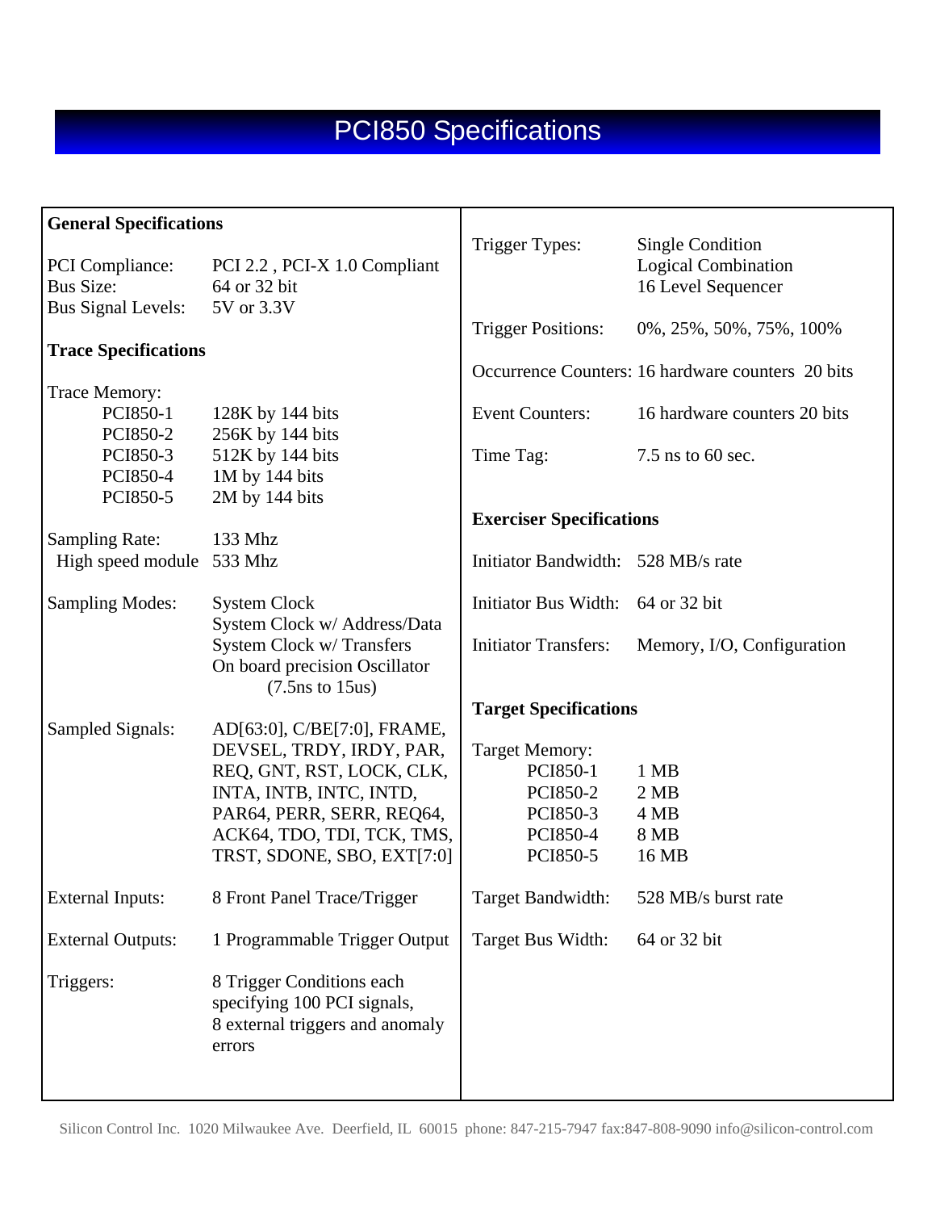# PCI850 Specifications

## General Specifications

| | |
|---|---|
| PCI Compliance: | PCI 2.2 , PCI-X 1.0 Compliant |
| Bus Size: | 64 or 32 bit |
| Bus Signal Levels: | 5V or 3.3V |

## Trace Specifications

| | |
|---|---|
| Trace Memory: | |
| PCI850-1 | 128K by 144 bits |
| PCI850-2 | 256K by 144 bits |
| PCI850-3 | 512K by 144 bits |
| PCI850-4 | 1M by 144 bits |
| PCI850-5 | 2M by 144 bits |
| Sampling Rate: | 133 Mhz |
| High speed module | 533 Mhz |
| Sampling Modes: | System Clock<br>System Clock w/ Address/Data<br>System Clock w/ Transfers<br>On board precision Oscillator (7.5ns to 15us) |
| Sampled Signals: | AD[63:0], C/BE[7:0], FRAME, DEVSEL, TRDY, IRDY, PAR, REQ, GNT, RST, LOCK, CLK, INTA, INTB, INTC, INTD, PAR64, PERR, SERR, REQ64, ACK64, TDO, TDI, TCK, TMS, TRST, SDONE, SBO, EXT[7:0] |
| External Inputs: | 8 Front Panel Trace/Trigger |
| External Outputs: | 1 Programmable Trigger Output |
| Triggers: | 8 Trigger Conditions each specifying 100 PCI signals, 8 external triggers and anomaly errors |
| Trigger Types: | Single Condition<br>Logical Combination<br>16 Level Sequencer |
| Trigger Positions: | 0%, 25%, 50%, 75%, 100% |
| Occurrence Counters: | 16 hardware counters 20 bits |
| Event Counters: | 16 hardware counters 20 bits |
| Time Tag: | 7.5 ns to 60 sec. |

## Exerciser Specifications

| | |
|---|---|
| Initiator Bandwidth: | 528 MB/s rate |
| Initiator Bus Width: | 64 or 32 bit |
| Initiator Transfers: | Memory, I/O, Configuration |

## Target Specifications

| | |
|---|---|
| Target Memory: | |
| PCI850-1 | 1 MB |
| PCI850-2 | 2 MB |
| PCI850-3 | 4 MB |
| PCI850-4 | 8 MB |
| PCI850-5 | 16 MB |
| Target Bandwidth: | 528 MB/s burst rate |
| Target Bus Width: | 64 or 32 bit |

Silicon Control Inc. 1020 Milwaukee Ave. Deerfield, IL 60015 phone: 847-215-7947 fax:847-808-9090 info@silicon-control.com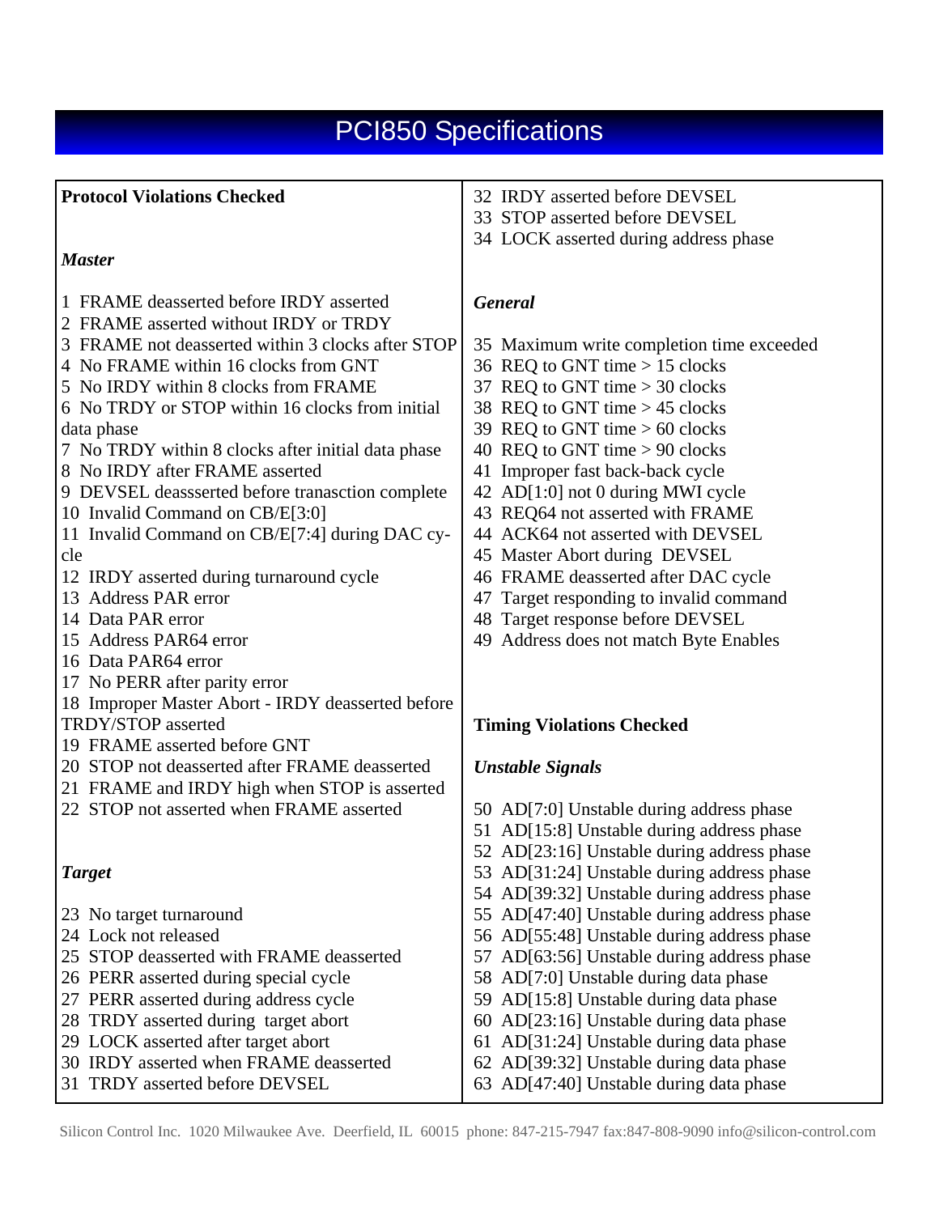# PCI850 Specifications

**Protocol Violations Checked**

***Master***

1 FRAME deasserted before IRDY asserted
2 FRAME asserted without IRDY or TRDY
3 FRAME not deasserted within 3 clocks after STOP
4 No FRAME within 16 clocks from GNT
5 No IRDY within 8 clocks from FRAME
6 No TRDY or STOP within 16 clocks from initial data phase
7 No TRDY within 8 clocks after initial data phase
8 No IRDY after FRAME asserted
9 DEVSEL deassserted before tranasction complete
10 Invalid Command on CB/E[3:0]
11 Invalid Command on CB/E[7:4] during DAC cycle
12 IRDY asserted during turnaround cycle
13 Address PAR error
14 Data PAR error
15 Address PAR64 error
16 Data PAR64 error
17 No PERR after parity error
18 Improper Master Abort - IRDY deasserted before TRDY/STOP asserted
19 FRAME asserted before GNT
20 STOP not deasserted after FRAME deasserted
21 FRAME and IRDY high when STOP is asserted
22 STOP not asserted when FRAME asserted

***Target***

23 No target turnaround
24 Lock not released
25 STOP deasserted with FRAME deasserted
26 PERR asserted during special cycle
27 PERR asserted during address cycle
28 TRDY asserted during target abort
29 LOCK asserted after target abort
30 IRDY asserted when FRAME deasserted
31 TRDY asserted before DEVSEL
32 IRDY asserted before DEVSEL
33 STOP asserted before DEVSEL
34 LOCK asserted during address phase

***General***

35 Maximum write completion time exceeded
36 REQ to GNT time > 15 clocks
37 REQ to GNT time > 30 clocks
38 REQ to GNT time > 45 clocks
39 REQ to GNT time > 60 clocks
40 REQ to GNT time > 90 clocks
41 Improper fast back-back cycle
42 AD[1:0] not 0 during MWI cycle
43 REQ64 not asserted with FRAME
44 ACK64 not asserted with DEVSEL
45 Master Abort during DEVSEL
46 FRAME deasserted after DAC cycle
47 Target responding to invalid command
48 Target response before DEVSEL
49 Address does not match Byte Enables

**Timing Violations Checked**

***Unstable Signals***

50 AD[7:0] Unstable during address phase
51 AD[15:8] Unstable during address phase
52 AD[23:16] Unstable during address phase
53 AD[31:24] Unstable during address phase
54 AD[39:32] Unstable during address phase
55 AD[47:40] Unstable during address phase
56 AD[55:48] Unstable during address phase
57 AD[63:56] Unstable during address phase
58 AD[7:0] Unstable during data phase
59 AD[15:8] Unstable during data phase
60 AD[23:16] Unstable during data phase
61 AD[31:24] Unstable during data phase
62 AD[39:32] Unstable during data phase
63 AD[47:40] Unstable during data phase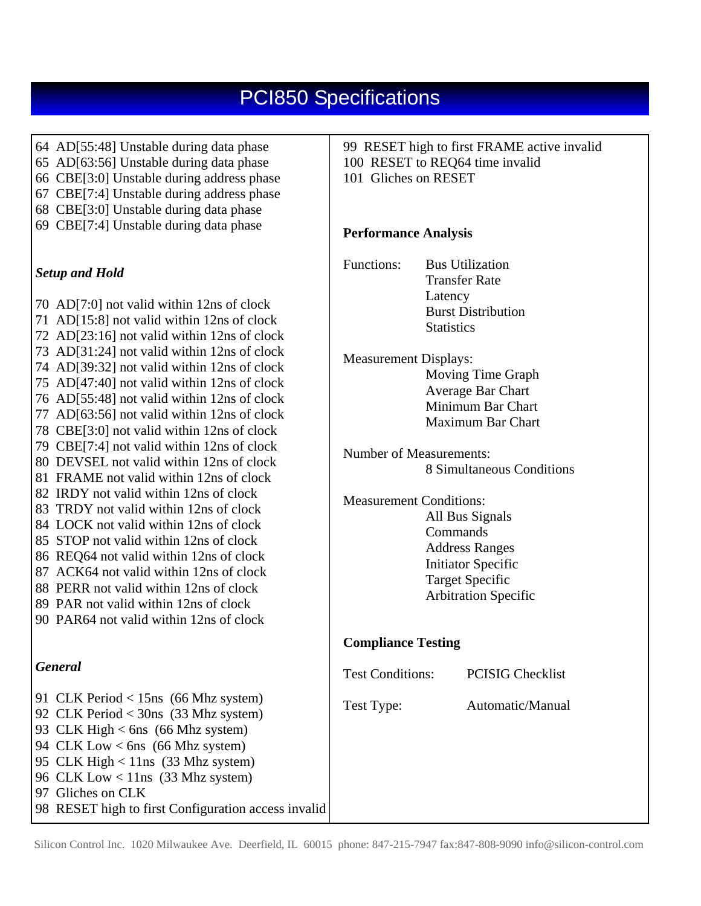# PCI850 Specifications

64 AD[55:48] Unstable during data phase
65 AD[63:56] Unstable during data phase
66 CBE[3:0] Unstable during address phase
67 CBE[7:4] Unstable during address phase
68 CBE[3:0] Unstable during data phase
69 CBE[7:4] Unstable during data phase

### *Setup and Hold*

70 AD[7:0] not valid within 12ns of clock
71 AD[15:8] not valid within 12ns of clock
72 AD[23:16] not valid within 12ns of clock
73 AD[31:24] not valid within 12ns of clock
74 AD[39:32] not valid within 12ns of clock
75 AD[47:40] not valid within 12ns of clock
76 AD[55:48] not valid within 12ns of clock
77 AD[63:56] not valid within 12ns of clock
78 CBE[3:0] not valid within 12ns of clock
79 CBE[7:4] not valid within 12ns of clock
80 DEVSEL not valid within 12ns of clock
81 FRAME not valid within 12ns of clock
82 IRDY not valid within 12ns of clock
83 TRDY not valid within 12ns of clock
84 LOCK not valid within 12ns of clock
85 STOP not valid within 12ns of clock
86 REQ64 not valid within 12ns of clock
87 ACK64 not valid within 12ns of clock
88 PERR not valid within 12ns of clock
89 PAR not valid within 12ns of clock
90 PAR64 not valid within 12ns of clock

### *General*

91 CLK Period < 15ns (66 Mhz system)
92 CLK Period < 30ns (33 Mhz system)
93 CLK High < 6ns (66 Mhz system)
94 CLK Low < 6ns (66 Mhz system)
95 CLK High < 11ns (33 Mhz system)
96 CLK Low < 11ns (33 Mhz system)
97 Gliches on CLK
98 RESET high to first Configuration access invalid
99 RESET high to first FRAME active invalid
100 RESET to REQ64 time invalid
101 Gliches on RESET

### Performance Analysis

Functions:
- Bus Utilization
- Transfer Rate
- Latency
- Burst Distribution
- Statistics

Measurement Displays:
- Moving Time Graph
- Average Bar Chart
- Minimum Bar Chart
- Maximum Bar Chart

Number of Measurements:
- 8 Simultaneous Conditions

Measurement Conditions:
- All Bus Signals
- Commands
- Address Ranges
- Initiator Specific
- Target Specific
- Arbitration Specific

### Compliance Testing

Test Conditions: PCISIG Checklist

Test Type: Automatic/Manual

Silicon Control Inc. 1020 Milwaukee Ave. Deerfield, IL 60015 phone: 847-215-7947 fax:847-808-9090 info@silicon-control.com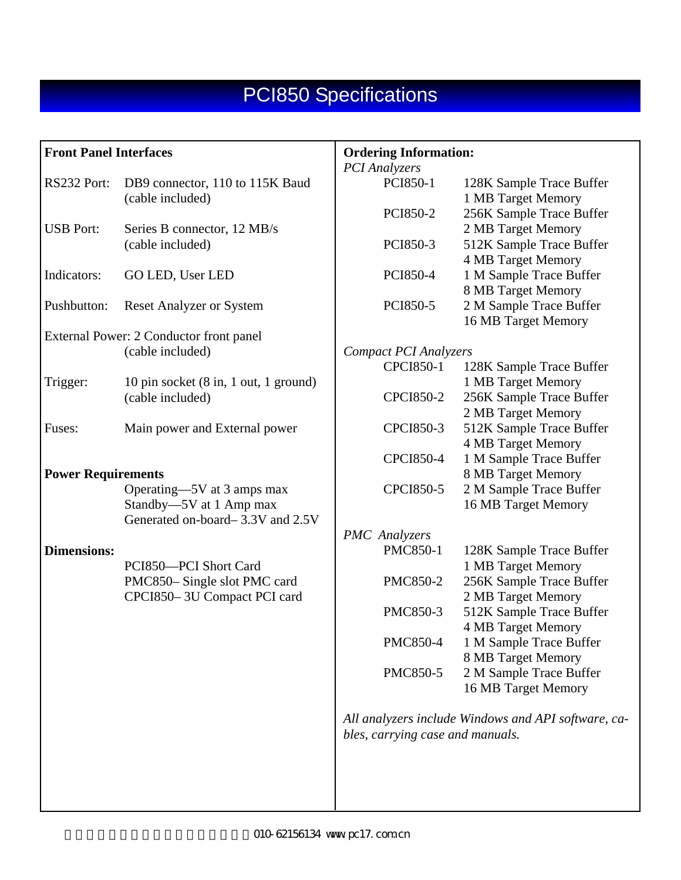# PCI850 Specifications

## Front Panel Interfaces

| | |
|---|---|
| RS232 Port: | DB9 connector, 110 to 115K Baud (cable included) |
| USB Port: | Series B connector, 12 MB/s (cable included) |
| Indicators: | GO LED, User LED |
| Pushbutton: | Reset Analyzer or System |
| External Power: | 2 Conductor front panel (cable included) |
| Trigger: | 10 pin socket (8 in, 1 out, 1 ground) (cable included) |
| Fuses: | Main power and External power |

## Power Requirements

Operating—5V at 3 amps max
Standby—5V at 1 Amp max
Generated on-board– 3.3V and 2.5V

## Dimensions:

PCI850—PCI Short Card
PMC850– Single slot PMC card
CPCI850– 3U Compact PCI card

## Ordering Information:

*PCI Analyzers*

| | |
|---|---|
| PCI850-1 | 128K Sample Trace Buffer<br>1 MB Target Memory |
| PCI850-2 | 256K Sample Trace Buffer<br>2 MB Target Memory |
| PCI850-3 | 512K Sample Trace Buffer<br>4 MB Target Memory |
| PCI850-4 | 1 M Sample Trace Buffer<br>8 MB Target Memory |
| PCI850-5 | 2 M Sample Trace Buffer<br>16 MB Target Memory |

*Compact PCI Analyzers*

| | |
|---|---|
| CPCI850-1 | 128K Sample Trace Buffer<br>1 MB Target Memory |
| CPCI850-2 | 256K Sample Trace Buffer<br>2 MB Target Memory |
| CPCI850-3 | 512K Sample Trace Buffer<br>4 MB Target Memory |
| CPCI850-4 | 1 M Sample Trace Buffer<br>8 MB Target Memory |
| CPCI850-5 | 2 M Sample Trace Buffer<br>16 MB Target Memory |

*PMC Analyzers*

| | |
|---|---|
| PMC850-1 | 128K Sample Trace Buffer<br>1 MB Target Memory |
| PMC850-2 | 256K Sample Trace Buffer<br>2 MB Target Memory |
| PMC850-3 | 512K Sample Trace Buffer<br>4 MB Target Memory |
| PMC850-4 | 1 M Sample Trace Buffer<br>8 MB Target Memory |
| PMC850-5 | 2 M Sample Trace Buffer<br>16 MB Target Memory |

*All analyzers include Windows and API software, cables, carrying case and manuals.*